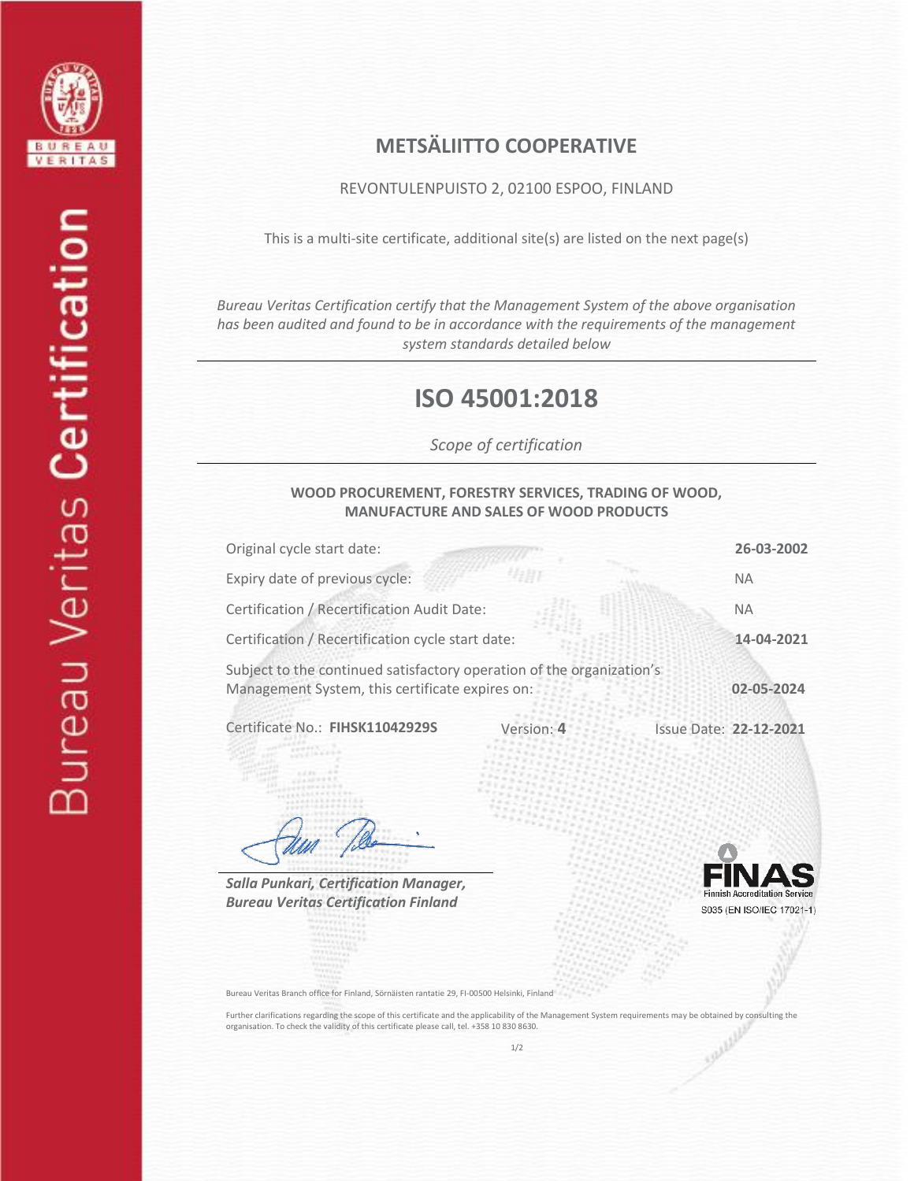Bureau Veritas Certification

# METSÄLIITTO COOPERATIVE

REVONTULENPUISTO 2, 02100 ESPOO, FINLAND

This is a multi-site certificate, additional site(s) are listed on the next page(s)

*Bureau Veritas Certification certify that the Management System of the above organisation has been audited and found to be in accordance with the requirements of the management system standards detailed below*

## ISO 45001:2018

*Scope of certification*

**WOOD PROCUREMENT, FORESTRY SERVICES, TRADING OF WOOD, MANUFACTURE AND SALES OF WOOD PRODUCTS**

| | |
|---|---|
| Original cycle start date: | **26-03-2002** |
| Expiry date of previous cycle: | NA |
| Certification / Recertification Audit Date: | NA |
| Certification / Recertification cycle start date: | **14-04-2021** |
| Subject to the continued satisfactory operation of the organization's Management System, this certificate expires on: | **02-05-2024** |

Certificate No.: **FIHSK11042929S** Version: **4** Issue Date: **22-12-2021**

***Salla Punkari, Certification Manager,***
***Bureau Veritas Certification Finland***

FINAS Finnish Accreditation Service S035 (EN ISO/IEC 17021-1)

Bureau Veritas Branch office for Finland, Sörnäisten rantatie 29, FI-00500 Helsinki, Finland

Further clarifications regarding the scope of this certificate and the applicability of the Management System requirements may be obtained by consulting the organisation. To check the validity of this certificate please call, tel. +358 10 830 8630.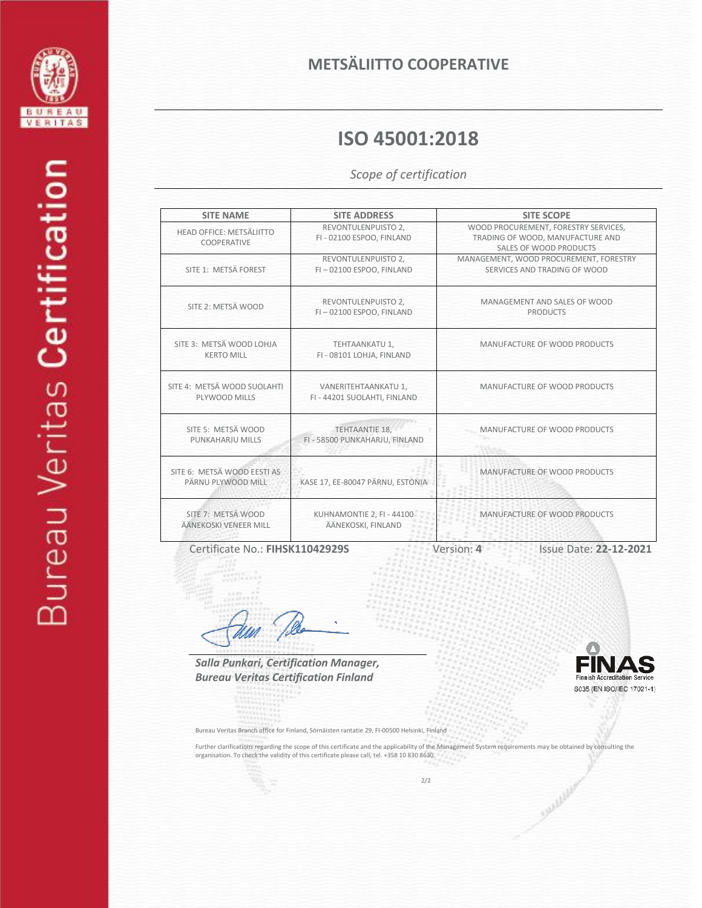# METSÄLIITTO COOPERATIVE

## ISO 45001:2018

*Scope of certification*

| SITE NAME | SITE ADDRESS | SITE SCOPE |
|---|---|---|
| HEAD OFFICE: METSÄLIITTO COOPERATIVE | REVONTULENPUISTO 2, FI - 02100 ESPOO, FINLAND | WOOD PROCUREMENT, FORESTRY SERVICES, TRADING OF WOOD, MANUFACTURE AND SALES OF WOOD PRODUCTS |
| SITE 1: METSÄ FOREST | REVONTULENPUISTO 2, FI – 02100 ESPOO, FINLAND | MANAGEMENT, WOOD PROCUREMENT, FORESTRY SERVICES AND TRADING OF WOOD |
| SITE 2: METSÄ WOOD | REVONTULENPUISTO 2, FI – 02100 ESPOO, FINLAND | MANAGEMENT AND SALES OF WOOD PRODUCTS |
| SITE 3: METSÄ WOOD LOHJA KERTO MILL | TEHTAANKATU 1, FI - 08101 LOHJA, FINLAND | MANUFACTURE OF WOOD PRODUCTS |
| SITE 4: METSÄ WOOD SUOLAHTI PLYWOOD MILLS | VANERITEHTAANKATU 1, FI - 44201 SUOLAHTI, FINLAND | MANUFACTURE OF WOOD PRODUCTS |
| SITE 5: METSÄ WOOD PUNKAHARJU MILLS | TEHTAANTIE 18, FI - 58500 PUNKAHARJU, FINLAND | MANUFACTURE OF WOOD PRODUCTS |
| SITE 6: METSÄ WOOD EESTI AS PÄRNU PLYWOOD MILL | KASE 17, EE-80047 PÄRNU, ESTONIA | MANUFACTURE OF WOOD PRODUCTS |
| SITE 7: METSÄ WOOD ÄÄNEKOSKI VENEER MILL | KUHNAMONTIE 2, FI - 44100 ÄÄNEKOSKI, FINLAND | MANUFACTURE OF WOOD PRODUCTS |

Certificate No.: **FIHSK11042929S** Version: **4** Issue Date: **22-12-2021**

***Salla Punkari, Certification Manager, Bureau Veritas Certification Finland***

FINAS
Finnish Accreditation Service
S035 (EN ISO/IEC 17021-1)

Bureau Veritas Branch office for Finland, Sörnäisten rantatie 29, FI-00500 Helsinki, Finland

Further clarifications regarding the scope of this certificate and the applicability of the Management System requirements may be obtained by consulting the organisation. To check the validity of this certificate please call, tel. +358 10 830 8630.